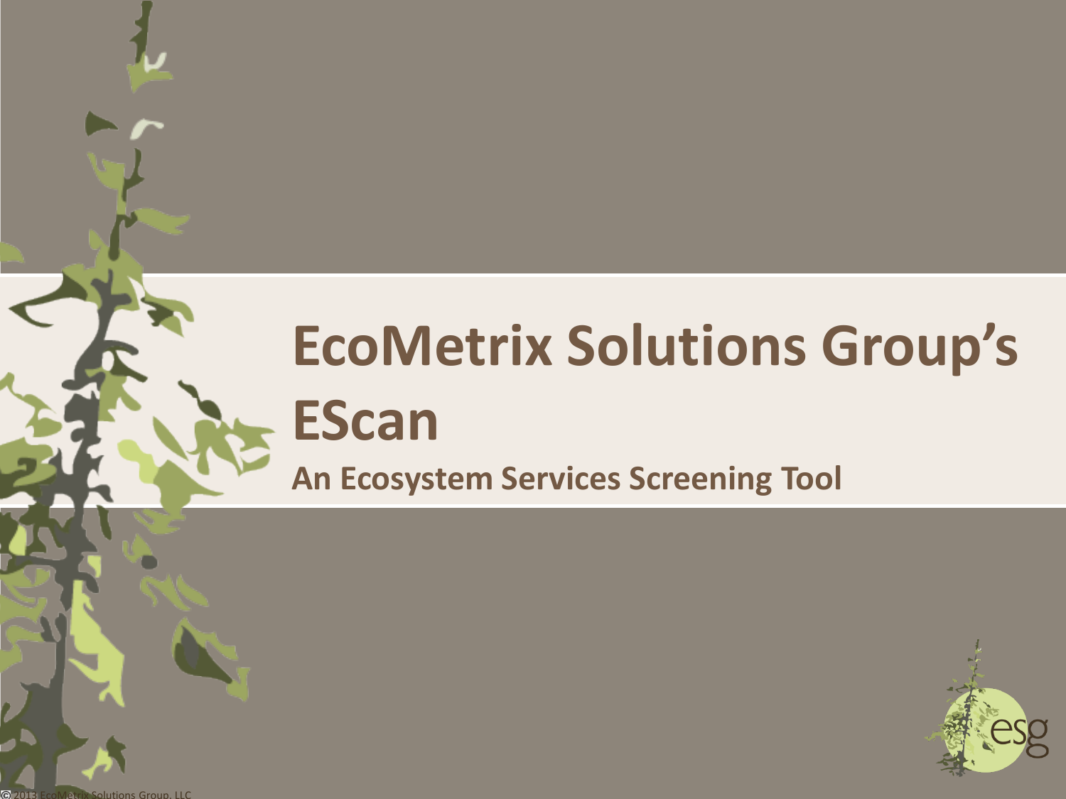# EcoMetrix Solutions Group's EScan

## An Ecosystem Services Screening Tool

© 2013 EcoMetrix Solutions Group, LLC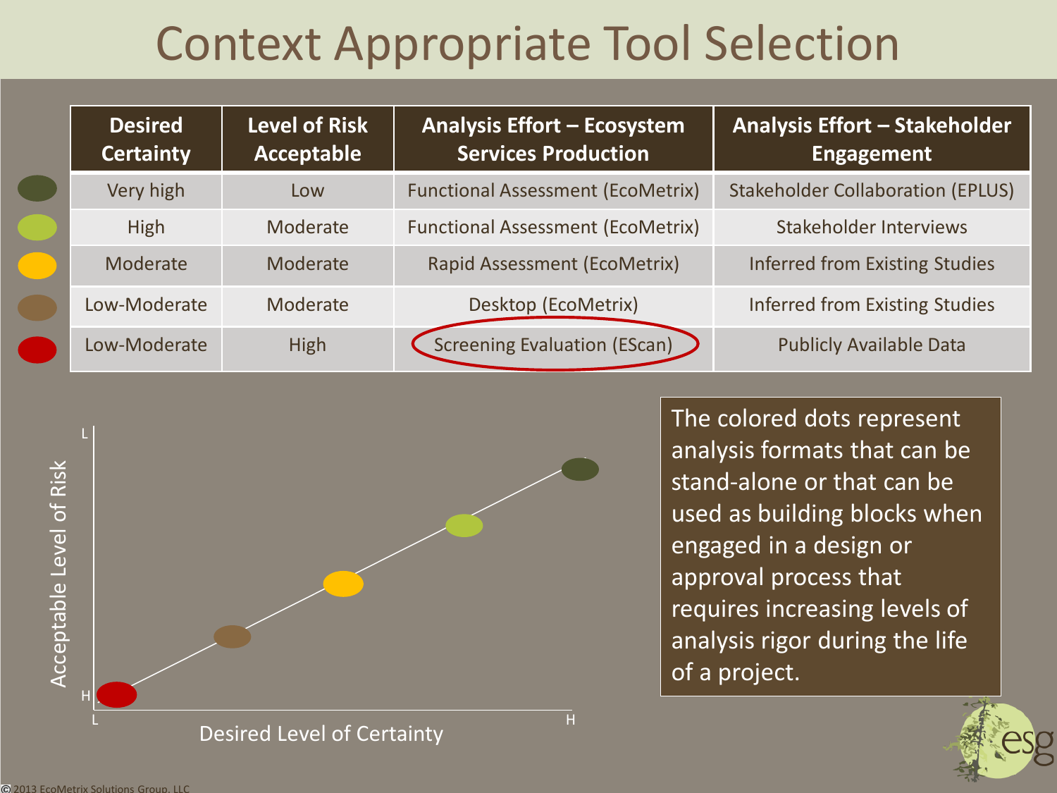# Context Appropriate Tool Selection

| Desired Certainty | Level of Risk Acceptable | Analysis Effort – Ecosystem Services Production | Analysis Effort – Stakeholder Engagement |
|---|---|---|---|
| Very high | Low | Functional Assessment (EcoMetrix) | Stakeholder Collaboration (EPLUS) |
| High | Moderate | Functional Assessment (EcoMetrix) | Stakeholder Interviews |
| Moderate | Moderate | Rapid Assessment (EcoMetrix) | Inferred from Existing Studies |
| Low-Moderate | Moderate | Desktop (EcoMetrix) | Inferred from Existing Studies |
| Low-Moderate | High | Screening Evaluation (EScan) | Publicly Available Data |

Acceptable Level of Risk (L – H)

Desired Level of Certainty (L – H)

The colored dots represent analysis formats that can be stand-alone or that can be used as building blocks when engaged in a design or approval process that requires increasing levels of analysis rigor during the life of a project.

© 2013 EcoMetrix Solutions Group, LLC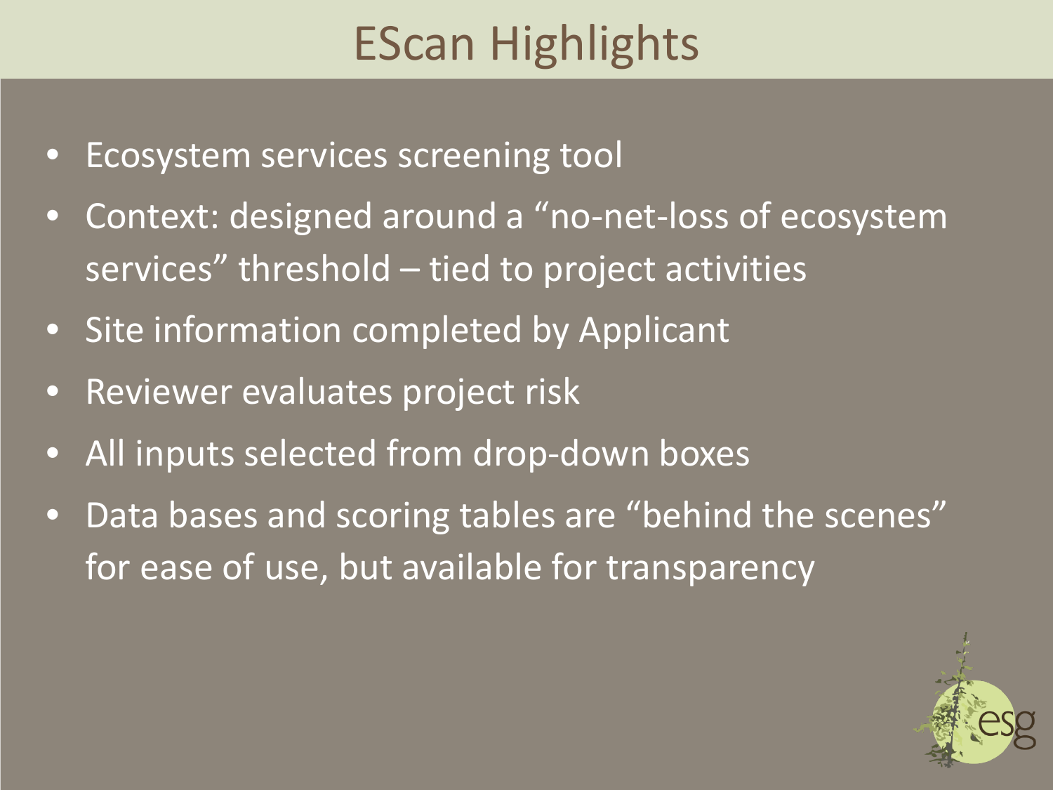# EScan Highlights

- Ecosystem services screening tool
- Context: designed around a "no-net-loss of ecosystem services" threshold – tied to project activities
- Site information completed by Applicant
- Reviewer evaluates project risk
- All inputs selected from drop-down boxes
- Data bases and scoring tables are "behind the scenes" for ease of use, but available for transparency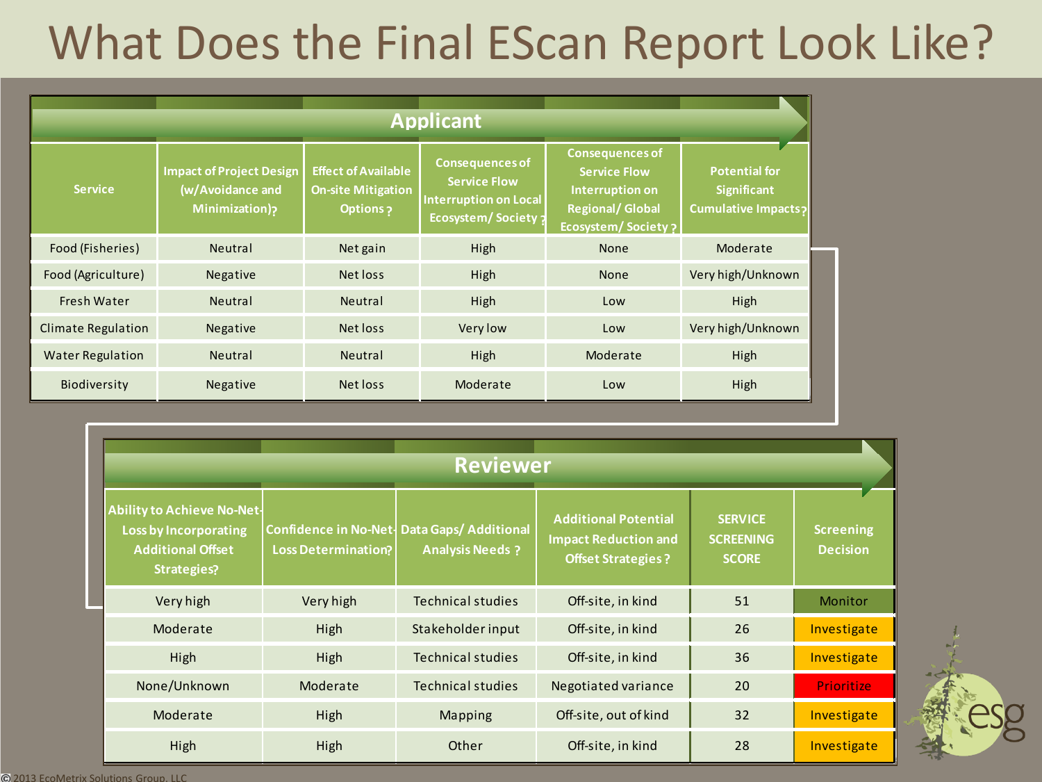# What Does the Final EScan Report Look Like?

**Applicant**

| Service | Impact of Project Design (w/Avoidance and Minimization)? | Effect of Available On-site Mitigation Options ? | Consequences of Service Flow Interruption on Local Ecosystem/ Society ? | Consequences of Service Flow Interruption on Regional/ Global Ecosystem/ Society ? | Potential for Significant Cumulative Impacts? |
|---|---|---|---|---|---|
| Food (Fisheries) | Neutral | Net gain | High | None | Moderate |
| Food (Agriculture) | Negative | Net loss | High | None | Very high/Unknown |
| Fresh Water | Neutral | Neutral | High | Low | High |
| Climate Regulation | Negative | Net loss | Very low | Low | Very high/Unknown |
| Water Regulation | Neutral | Neutral | High | Moderate | High |
| Biodiversity | Negative | Net loss | Moderate | Low | High |

**Reviewer**

| Ability to Achieve No-Net-Loss by Incorporating Additional Offset Strategies? | Confidence in No-Net-Loss Determination? | Data Gaps/ Additional Analysis Needs ? | Additional Potential Impact Reduction and Offset Strategies ? | SERVICE SCREENING SCORE | Screening Decision |
|---|---|---|---|---|---|
| Very high | Very high | Technical studies | Off-site, in kind | 51 | Monitor |
| Moderate | High | Stakeholder input | Off-site, in kind | 26 | Investigate |
| High | High | Technical studies | Off-site, in kind | 36 | Investigate |
| None/Unknown | Moderate | Technical studies | Negotiated variance | 20 | Prioritize |
| Moderate | High | Mapping | Off-site, out of kind | 32 | Investigate |
| High | High | Other | Off-site, in kind | 28 | Investigate |

© 2013 EcoMetrix Solutions Group, LLC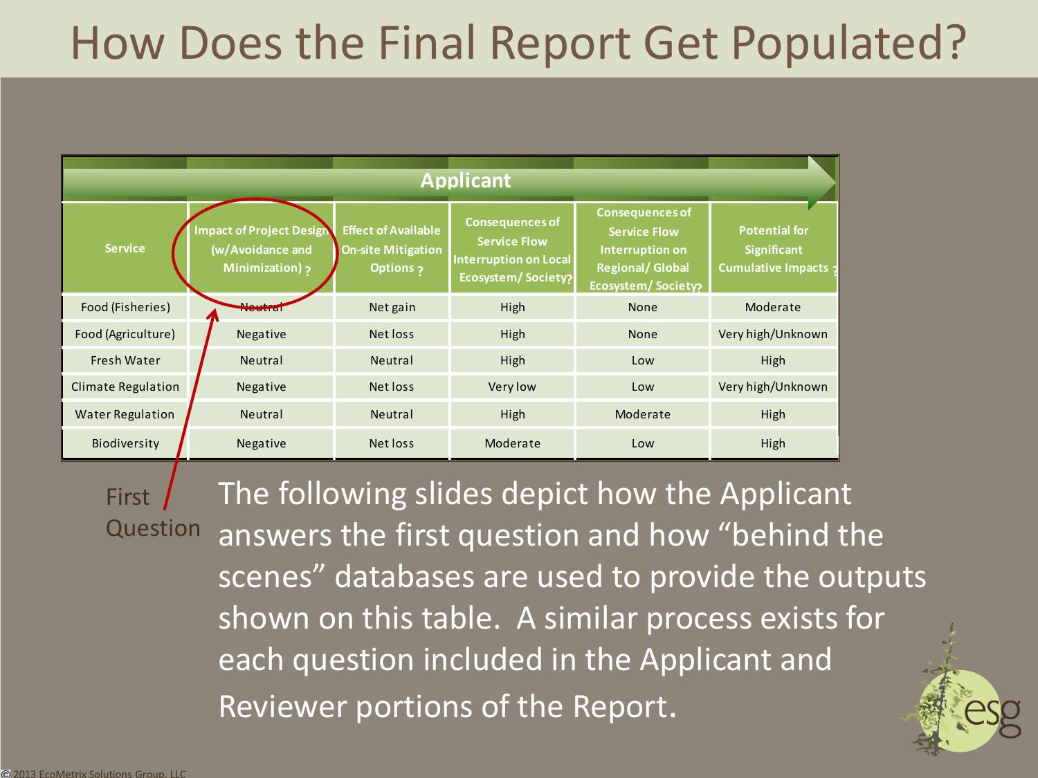# How Does the Final Report Get Populated?

| Applicant | | | | | |
|---|---|---|---|---|---|
| Service | Impact of Project Design (w/Avoidance and Minimization) ? | Effect of Available On-site Mitigation Options ? | Consequences of Service Flow Interruption on Local Ecosystem/ Society? | Consequences of Service Flow Interruption on Regional/ Global Ecosystem/ Society? | Potential for Significant Cumulative Impacts ? |
| Food (Fisheries) | Neutral | Net gain | High | None | Moderate |
| Food (Agriculture) | Negative | Net loss | High | None | Very high/Unknown |
| Fresh Water | Neutral | Neutral | High | Low | High |
| Climate Regulation | Negative | Net loss | Very low | Low | Very high/Unknown |
| Water Regulation | Neutral | Neutral | High | Moderate | High |
| Biodiversity | Negative | Net loss | Moderate | Low | High |

First Question

The following slides depict how the Applicant answers the first question and how "behind the scenes" databases are used to provide the outputs shown on this table. A similar process exists for each question included in the Applicant and Reviewer portions of the Report.

© 2013 EcoMetrix Solutions Group, LLC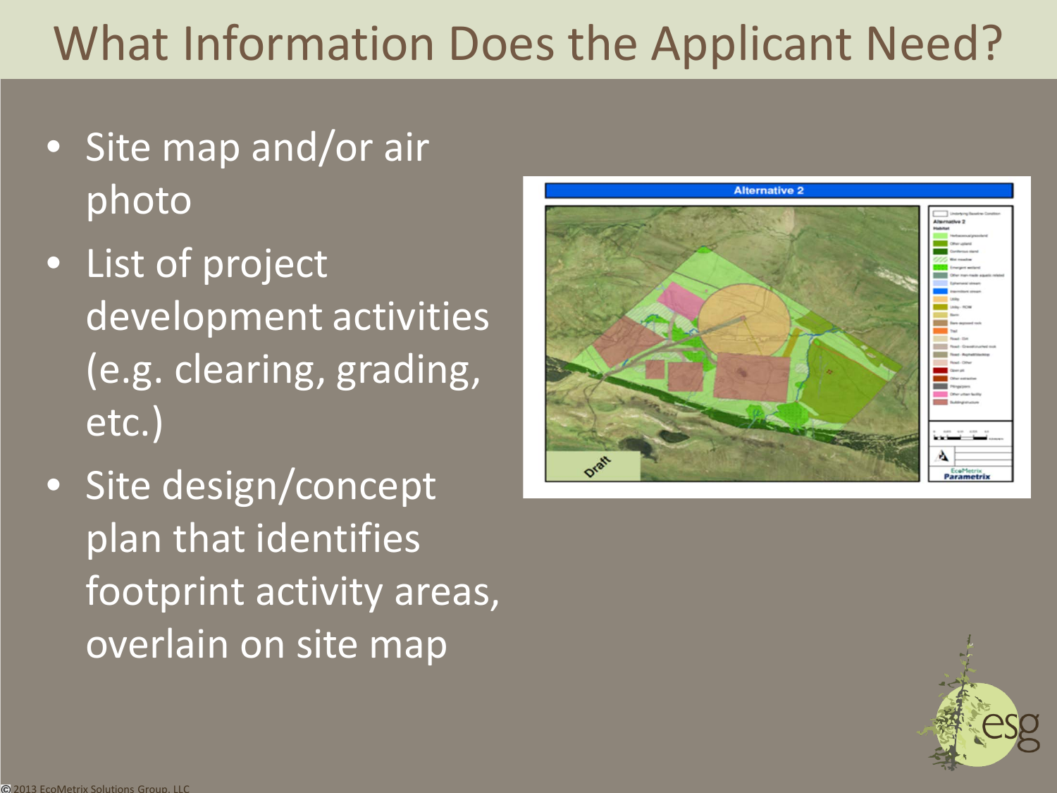# What Information Does the Applicant Need?

- Site map and/or air photo
- List of project development activities (e.g. clearing, grading, etc.)
- Site design/concept plan that identifies footprint activity areas, overlain on site map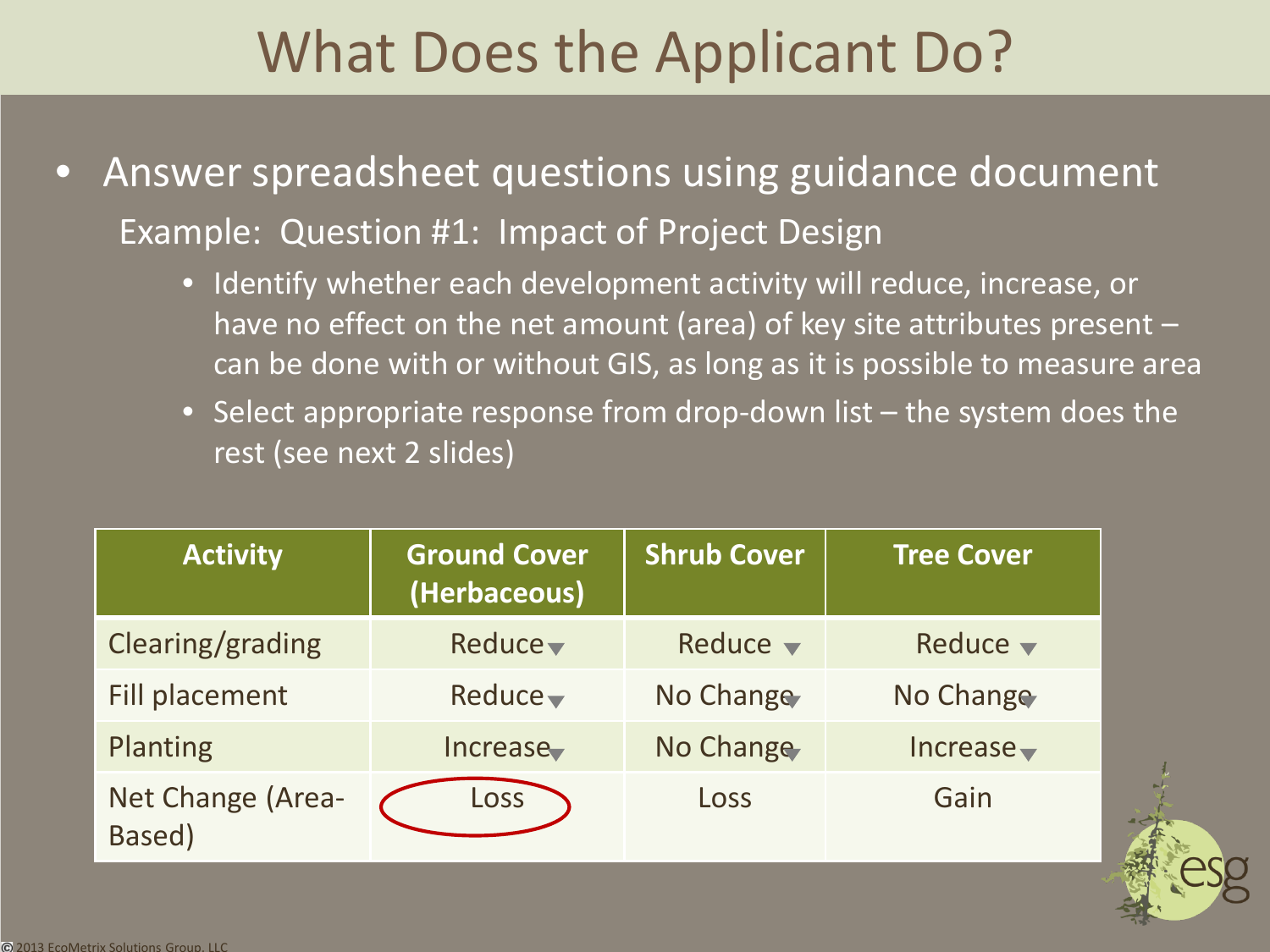# What Does the Applicant Do?

- Answer spreadsheet questions using guidance document

  Example: Question #1: Impact of Project Design

  - Identify whether each development activity will reduce, increase, or have no effect on the net amount (area) of key site attributes present – can be done with or without GIS, as long as it is possible to measure area
  - Select appropriate response from drop-down list – the system does the rest (see next 2 slides)

| Activity | Ground Cover (Herbaceous) | Shrub Cover | Tree Cover |
|---|---|---|---|
| Clearing/grading | Reduce | Reduce | Reduce |
| Fill placement | Reduce | No Change | No Change |
| Planting | Increase | No Change | Increase |
| Net Change (Area-Based) | Loss | Loss | Gain |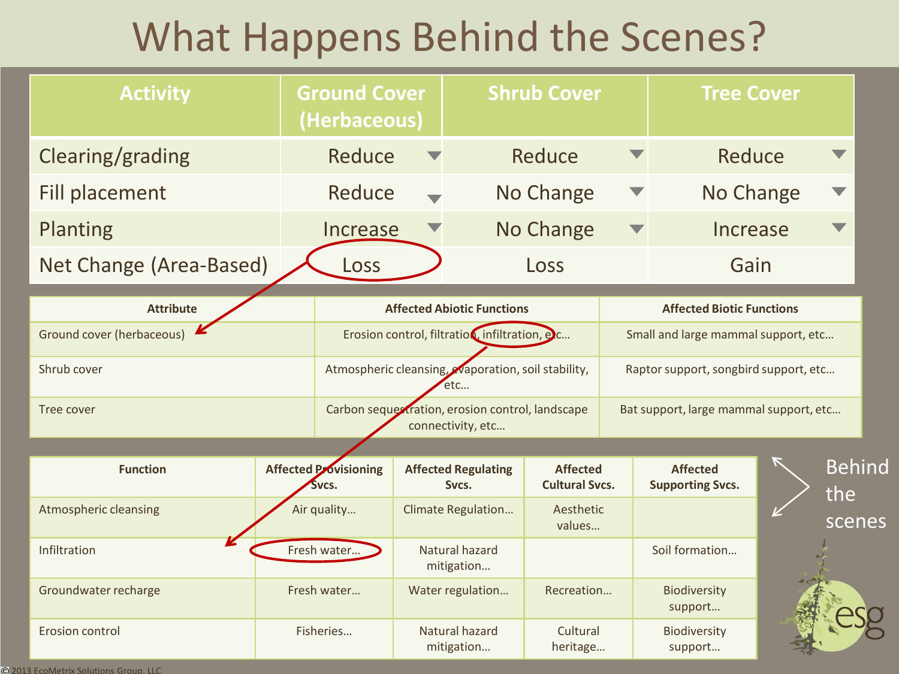# What Happens Behind the Scenes?

| Activity | Ground Cover (Herbaceous) | Shrub Cover | Tree Cover |
| --- | --- | --- | --- |
| Clearing/grading | Reduce | Reduce | Reduce |
| Fill placement | Reduce | No Change | No Change |
| Planting | Increase | No Change | Increase |
| Net Change (Area-Based) | Loss | Loss | Gain |

| Attribute | Affected Abiotic Functions | Affected Biotic Functions |
| --- | --- | --- |
| Ground cover (herbaceous) | Erosion control, filtration, infiltration, etc… | Small and large mammal support, etc… |
| Shrub cover | Atmospheric cleansing, evaporation, soil stability, etc… | Raptor support, songbird support, etc… |
| Tree cover | Carbon sequestration, erosion control, landscape connectivity, etc… | Bat support, large mammal support, etc… |

| Function | Affected Provisioning Svcs. | Affected Regulating Svcs. | Affected Cultural Svcs. | Affected Supporting Svcs. |
| --- | --- | --- | --- | --- |
| Atmospheric cleansing | Air quality… | Climate Regulation… | Aesthetic values… | |
| Infiltration | Fresh water… | Natural hazard mitigation… | | Soil formation… |
| Groundwater recharge | Fresh water… | Water regulation… | Recreation… | Biodiversity support… |
| Erosion control | Fisheries… | Natural hazard mitigation… | Cultural heritage… | Biodiversity support… |

Behind the scenes

© 2013 EcoMetrix Solutions Group, LLC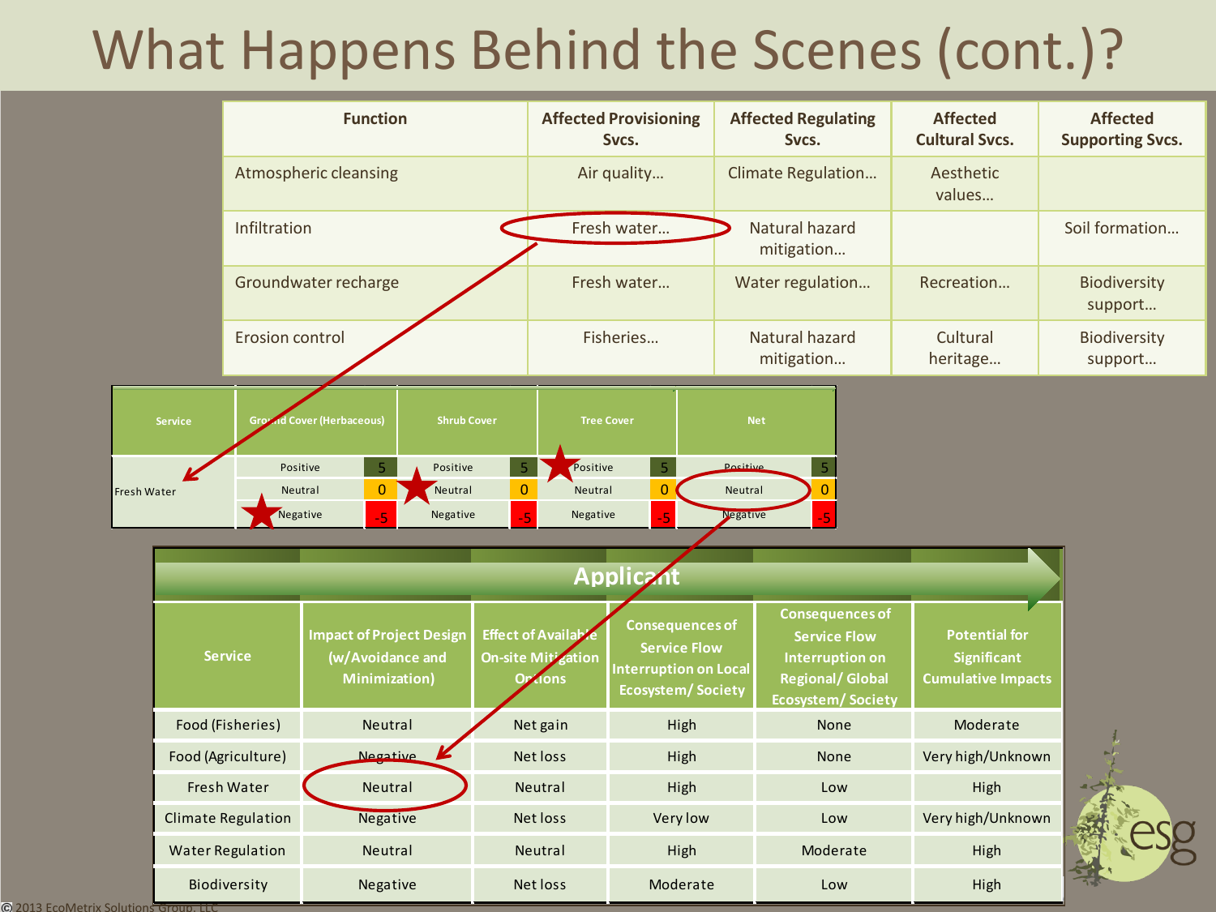# What Happens Behind the Scenes (cont.)?

| Function | Affected Provisioning Svcs. | Affected Regulating Svcs. | Affected Cultural Svcs. | Affected Supporting Svcs. |
|---|---|---|---|---|
| Atmospheric cleansing | Air quality… | Climate Regulation… | Aesthetic values… | |
| Infiltration | Fresh water… | Natural hazard mitigation… | | Soil formation… |
| Groundwater recharge | Fresh water… | Water regulation… | Recreation… | Biodiversity support… |
| Erosion control | Fisheries… | Natural hazard mitigation… | Cultural heritage… | Biodiversity support… |

| Service | Ground Cover (Herbaceous) | | Shrub Cover | | Tree Cover | | Net | |
|---|---|---|---|---|---|---|---|---|
| Fresh Water | Positive | 5 | Positive | 5 | Positive | 5 | Positive | 5 |
| | Neutral | 0 | Neutral | 0 | Neutral | 0 | Neutral | 0 |
| | Negative | -5 | Negative | -5 | Negative | -5 | Negative | -5 |

**Applicant**

| Service | Impact of Project Design (w/Avoidance and Minimization) | Effect of Available On-site Mitigation Options | Consequences of Service Flow Interruption on Local Ecosystem/ Society | Consequences of Service Flow Interruption on Regional/ Global Ecosystem/ Society | Potential for Significant Cumulative Impacts |
|---|---|---|---|---|---|
| Food (Fisheries) | Neutral | Net gain | High | None | Moderate |
| Food (Agriculture) | Negative | Net loss | High | None | Very high/Unknown |
| Fresh Water | Neutral | Neutral | High | Low | High |
| Climate Regulation | Negative | Net loss | Very low | Low | Very high/Unknown |
| Water Regulation | Neutral | Neutral | High | Moderate | High |
| Biodiversity | Negative | Net loss | Moderate | Low | High |

© 2013 EcoMetrix Solutions Group, LLC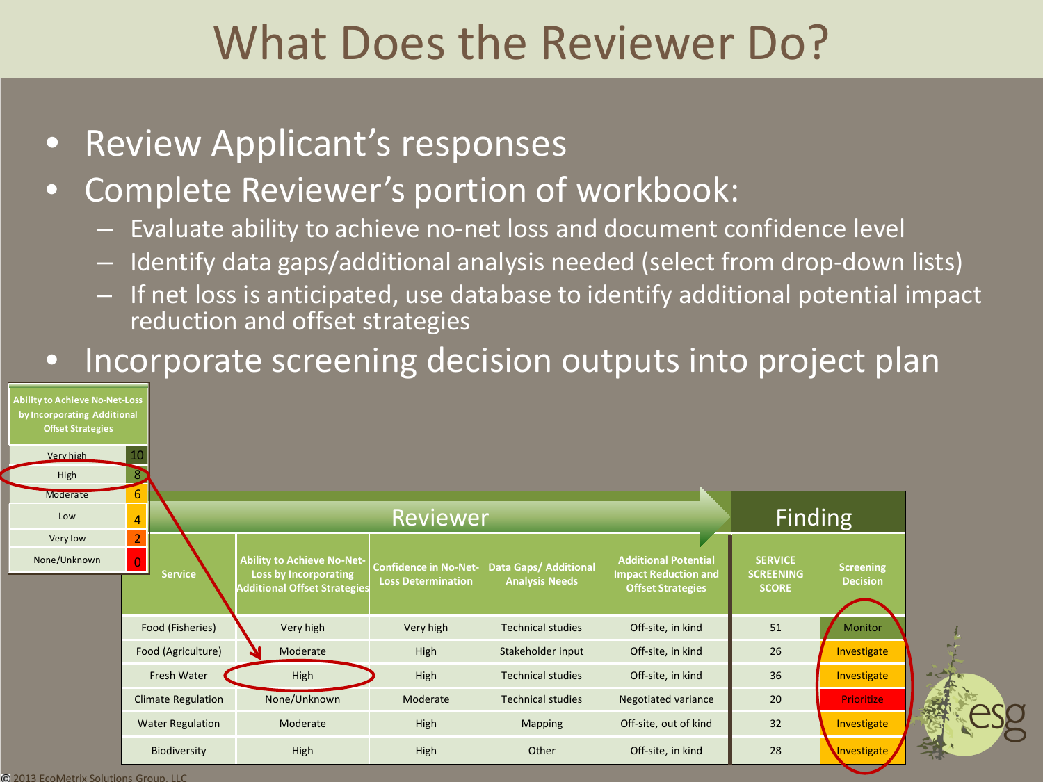# What Does the Reviewer Do?

- Review Applicant's responses
- Complete Reviewer's portion of workbook:
  - Evaluate ability to achieve no-net loss and document confidence level
  - Identify data gaps/additional analysis needed (select from drop-down lists)
  - If net loss is anticipated, use database to identify additional potential impact reduction and offset strategies
- Incorporate screening decision outputs into project plan

| Ability to Achieve No-Net-Loss by Incorporating Additional Offset Strategies | |
|---|---|
| Very high | 10 |
| High | 8 |
| Moderate | 6 |
| Low | 4 |
| Very low | 2 |
| None/Unknown | 0 |

| | Reviewer | | | | Finding | |
|---|---|---|---|---|---|---|
| Service | Ability to Achieve No-Net-Loss by Incorporating Additional Offset Strategies | Confidence in No-Net-Loss Determination | Data Gaps/ Additional Analysis Needs | Additional Potential Impact Reduction and Offset Strategies | SERVICE SCREENING SCORE | Screening Decision |
| Food (Fisheries) | Very high | Very high | Technical studies | Off-site, in kind | 51 | Monitor |
| Food (Agriculture) | Moderate | High | Stakeholder input | Off-site, in kind | 26 | Investigate |
| Fresh Water | High | High | Technical studies | Off-site, in kind | 36 | Investigate |
| Climate Regulation | None/Unknown | Moderate | Technical studies | Negotiated variance | 20 | Prioritize |
| Water Regulation | Moderate | High | Mapping | Off-site, out of kind | 32 | Investigate |
| Biodiversity | High | High | Other | Off-site, in kind | 28 | Investigate |

© 2013 EcoMetrix Solutions Group, LLC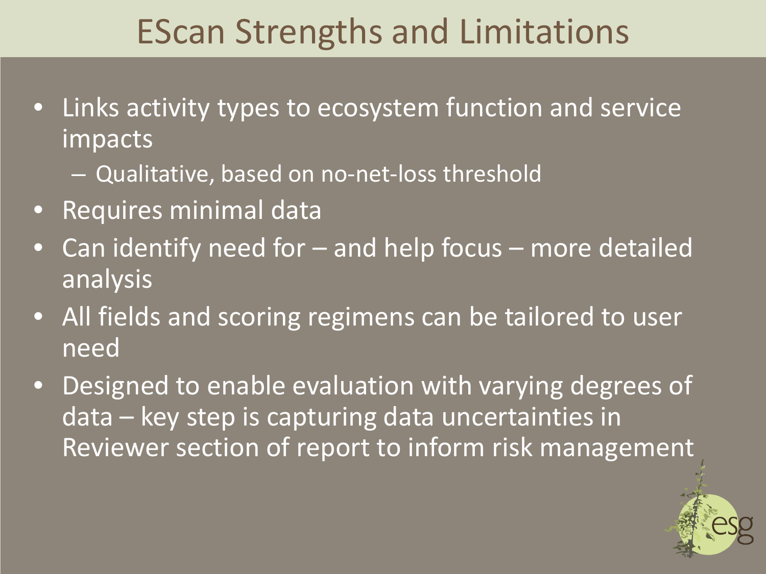# EScan Strengths and Limitations

- Links activity types to ecosystem function and service impacts
  - Qualitative, based on no-net-loss threshold
- Requires minimal data
- Can identify need for – and help focus – more detailed analysis
- All fields and scoring regimens can be tailored to user need
- Designed to enable evaluation with varying degrees of data – key step is capturing data uncertainties in Reviewer section of report to inform risk management